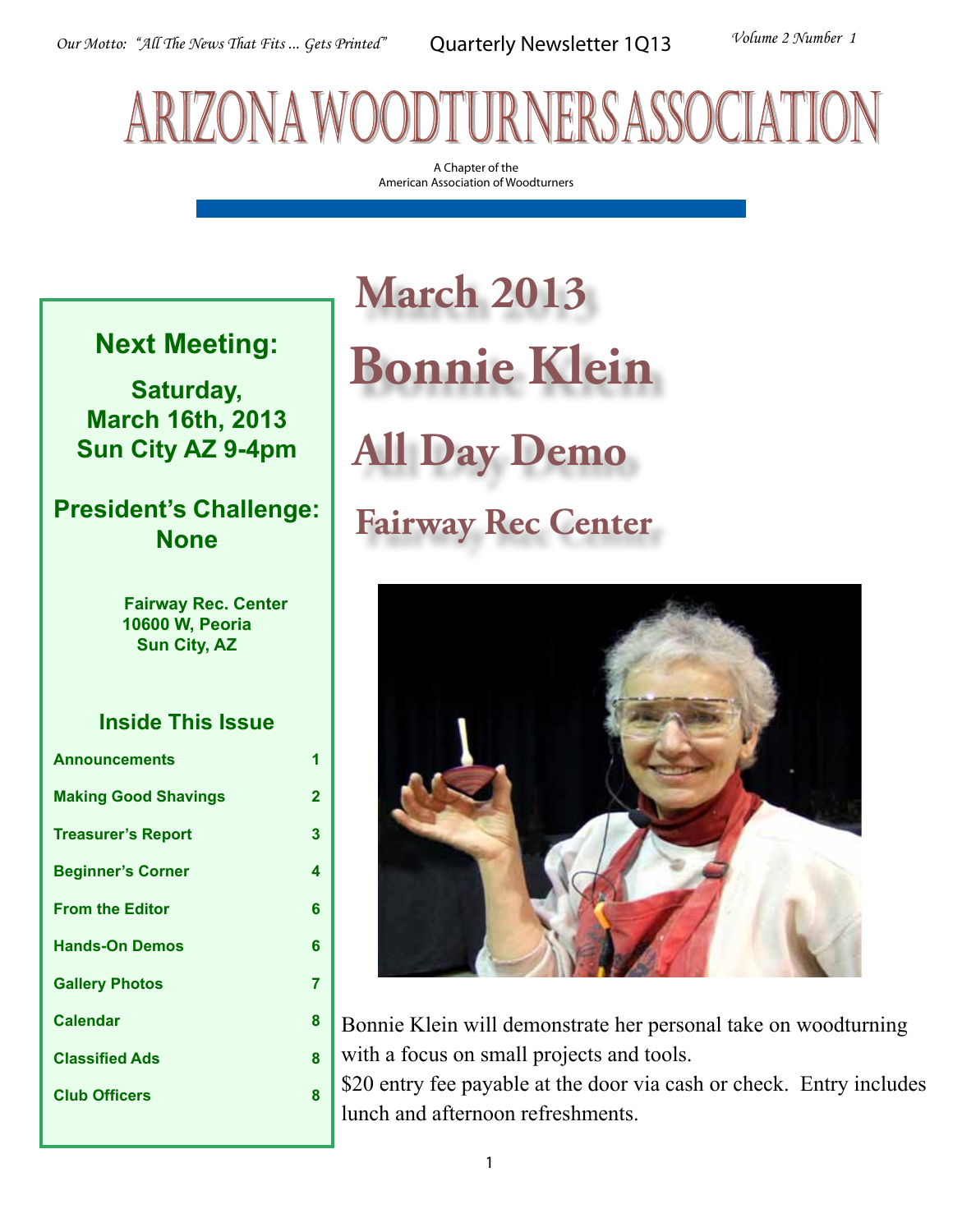*Our Motto: "All The News That Fits ... Gets Printed"* Quarterly Newsletter 1Q13 *Volume 2 Number 1*

# ARIZONA WOODTURNERS ASSOCIATION

A Chapter of the
American Association of Woodturners

## Next Meeting:

**Saturday, March 16th, 2013 Sun City AZ 9-4pm**

## President's Challenge: None

**Fairway Rec. Center**
**10600 W, Peoria**
**Sun City, AZ**

### Inside This Issue

| | |
|---|---|
| Announcements | 1 |
| Making Good Shavings | 2 |
| Treasurer's Report | 3 |
| Beginner's Corner | 4 |
| From the Editor | 6 |
| Hands-On Demos | 6 |
| Gallery Photos | 7 |
| Calendar | 8 |
| Classified Ads | 8 |
| Club Officers | 8 |

# March 2013

# Bonnie Klein

# All Day Demo

## Fairway Rec Center

Bonnie Klein will demonstrate her personal take on woodturning with a focus on small projects and tools.
$20 entry fee payable at the door via cash or check. Entry includes lunch and afternoon refreshments.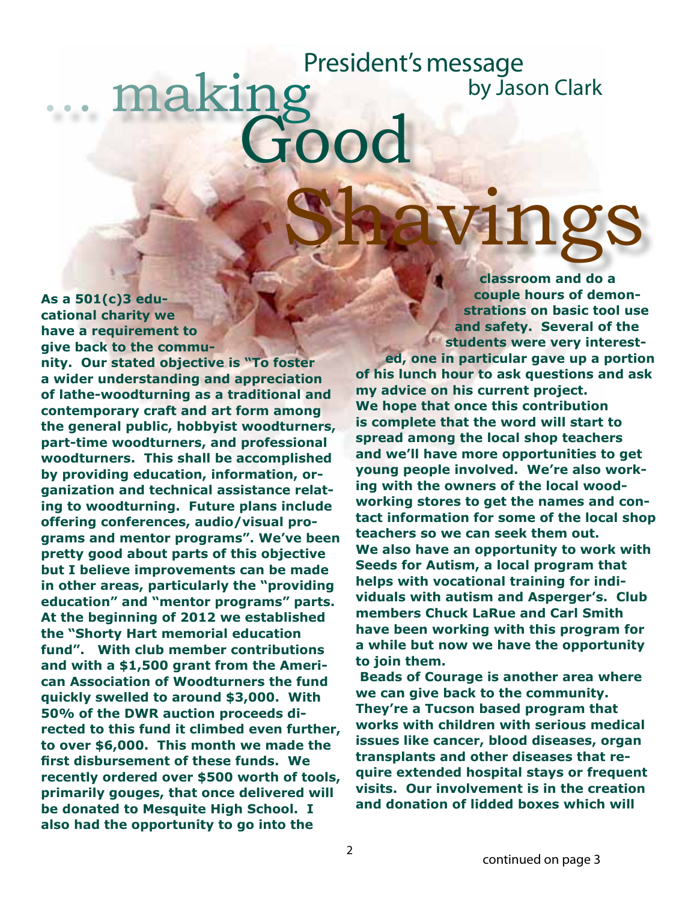# ... making Good Shavings

## President's message
### by Jason Clark

**As a 501(c)3 educational charity we have a requirement to give back to the community. Our stated objective is "To foster a wider understanding and appreciation of lathe-woodturning as a traditional and contemporary craft and art form among the general public, hobbyist woodturners, part-time woodturners, and professional woodturners. This shall be accomplished by providing education, information, organization and technical assistance relating to woodturning. Future plans include offering conferences, audio/visual programs and mentor programs". We've been pretty good about parts of this objective but I believe improvements can be made in other areas, particularly the "providing education" and "mentor programs" parts. At the beginning of 2012 we established the "Shorty Hart memorial education fund". With club member contributions and with a $1,500 grant from the American Association of Woodturners the fund quickly swelled to around $3,000. With 50% of the DWR auction proceeds directed to this fund it climbed even further, to over $6,000. This month we made the first disbursement of these funds. We recently ordered over $500 worth of tools, primarily gouges, that once delivered will be donated to Mesquite High School. I also had the opportunity to go into the classroom and do a couple hours of demonstrations on basic tool use and safety. Several of the students were very interested, one in particular gave up a portion of his lunch hour to ask questions and ask my advice on his current project.**

**We hope that once this contribution is complete that the word will start to spread among the local shop teachers and we'll have more opportunities to get young people involved. We're also working with the owners of the local woodworking stores to get the names and contact information for some of the local shop teachers so we can seek them out.**

**We also have an opportunity to work with Seeds for Autism, a local program that helps with vocational training for individuals with autism and Asperger's. Club members Chuck LaRue and Carl Smith have been working with this program for a while but now we have the opportunity to join them.**

**Beads of Courage is another area where we can give back to the community. They're a Tucson based program that works with children with serious medical issues like cancer, blood diseases, organ transplants and other diseases that require extended hospital stays or frequent visits. Our involvement is in the creation and donation of lidded boxes which will**

continued on page 3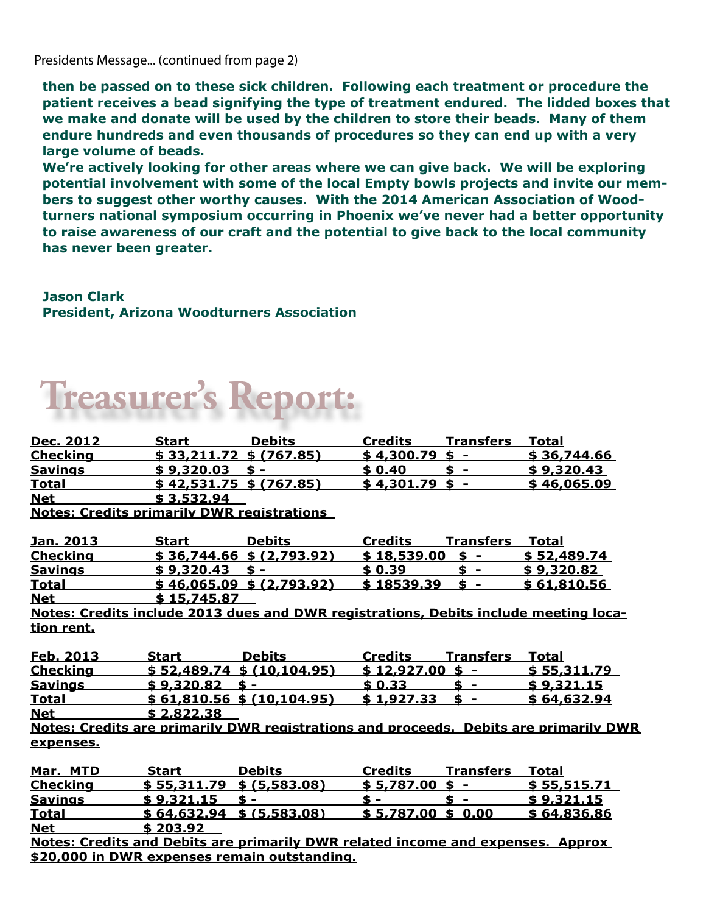Presidents Message... (continued from page 2)

**then be passed on to these sick children. Following each treatment or procedure the patient receives a bead signifying the type of treatment endured. The lidded boxes that we make and donate will be used by the children to store their beads. Many of them endure hundreds and even thousands of procedures so they can end up with a very large volume of beads.**

**We're actively looking for other areas where we can give back. We will be exploring potential involvement with some of the local Empty bowls projects and invite our members to suggest other worthy causes. With the 2014 American Association of Woodturners national symposium occurring in Phoenix we've never had a better opportunity to raise awareness of our craft and the potential to give back to the local community has never been greater.**

**Jason Clark**
**President, Arizona Woodturners Association**

# Treasurer's Report:

| Dec. 2012 | Start | Debits | Credits | Transfers | Total |
|---|---|---|---|---|---|
| Checking | $ 33,211.72 | $ (767.85) | $ 4,300.79 | $ - | $ 36,744.66 |
| Savings | $ 9,320.03 | $ - | $ 0.40 | $ - | $ 9,320.43 |
| Total | $ 42,531.75 | $ (767.85) | $ 4,301.79 | $ - | $ 46,065.09 |
| Net | $ 3,532.94 | | | | |

**Notes: Credits primarily DWR registrations**

| Jan. 2013 | Start | Debits | Credits | Transfers | Total |
|---|---|---|---|---|---|
| Checking | $ 36,744.66 | $ (2,793.92) | $ 18,539.00 | $ - | $ 52,489.74 |
| Savings | $ 9,320.43 | $ - | $ 0.39 | $ - | $ 9,320.82 |
| Total | $ 46,065.09 | $ (2,793.92) | $ 18539.39 | $ - | $ 61,810.56 |
| Net | $ 15,745.87 | | | | |

**Notes: Credits include 2013 dues and DWR registrations, Debits include meeting location rent.**

| Feb. 2013 | Start | Debits | Credits | Transfers | Total |
|---|---|---|---|---|---|
| Checking | $ 52,489.74 | $ (10,104.95) | $ 12,927.00 | $ - | $ 55,311.79 |
| Savings | $ 9,320.82 | $ - | $ 0.33 | $ - | $ 9,321.15 |
| Total | $ 61,810.56 | $ (10,104.95) | $ 1,927.33 | $ - | $ 64,632.94 |
| Net | $ 2,822.38 | | | | |

**Notes: Credits are primarily DWR registrations and proceeds. Debits are primarily DWR expenses.**

| Mar. MTD | Start | Debits | Credits | Transfers | Total |
|---|---|---|---|---|---|
| Checking | $ 55,311.79 | $ (5,583.08) | $ 5,787.00 | $ - | $ 55,515.71 |
| Savings | $ 9,321.15 | $ - | $ - | $ - | $ 9,321.15 |
| Total | $ 64,632.94 | $ (5,583.08) | $ 5,787.00 | $ 0.00 | $ 64,836.86 |
| Net | $ 203.92 | | | | |

**Notes: Credits and Debits are primarily DWR related income and expenses. Approx $20,000 in DWR expenses remain outstanding.**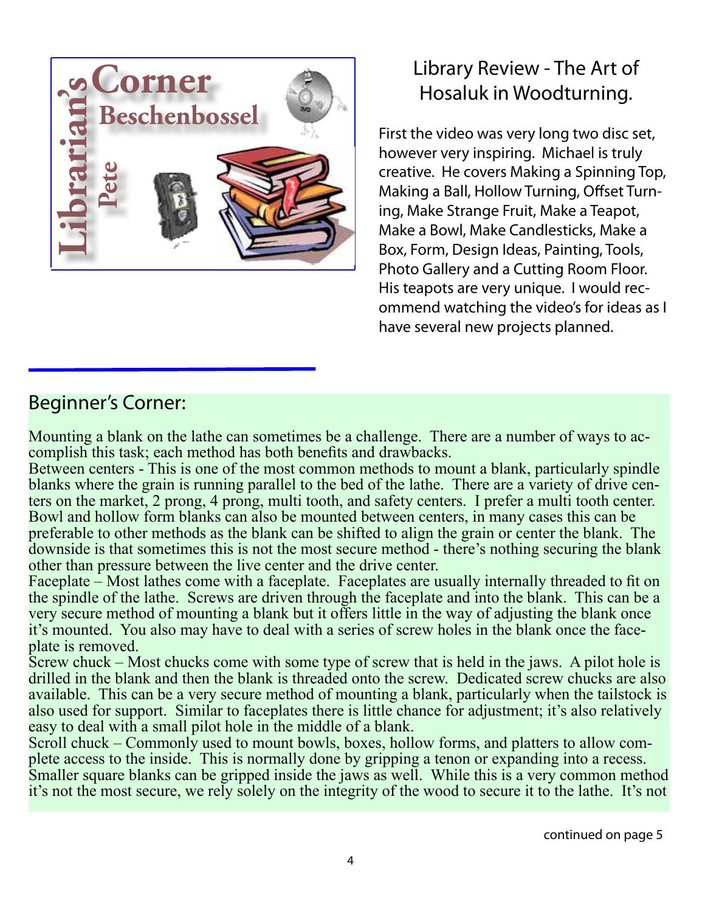# Librarian's Corner

**Pete Beschenbossel**

## Library Review - The Art of Hosaluk in Woodturning.

First the video was very long two disc set, however very inspiring. Michael is truly creative. He covers Making a Spinning Top, Making a Ball, Hollow Turning, Offset Turning, Make Strange Fruit, Make a Teapot, Make a Bowl, Make Candlesticks, Make a Box, Form, Design Ideas, Painting, Tools, Photo Gallery and a Cutting Room Floor. His teapots are very unique. I would recommend watching the video's for ideas as I have several new projects planned.

## Beginner's Corner:

Mounting a blank on the lathe can sometimes be a challenge. There are a number of ways to accomplish this task; each method has both benefits and drawbacks.

Between centers - This is one of the most common methods to mount a blank, particularly spindle blanks where the grain is running parallel to the bed of the lathe. There are a variety of drive centers on the market, 2 prong, 4 prong, multi tooth, and safety centers. I prefer a multi tooth center. Bowl and hollow form blanks can also be mounted between centers, in many cases this can be preferable to other methods as the blank can be shifted to align the grain or center the blank. The downside is that sometimes this is not the most secure method - there's nothing securing the blank other than pressure between the live center and the drive center.

Faceplate – Most lathes come with a faceplate. Faceplates are usually internally threaded to fit on the spindle of the lathe. Screws are driven through the faceplate and into the blank. This can be a very secure method of mounting a blank but it offers little in the way of adjusting the blank once it's mounted. You also may have to deal with a series of screw holes in the blank once the faceplate is removed.

Screw chuck – Most chucks come with some type of screw that is held in the jaws. A pilot hole is drilled in the blank and then the blank is threaded onto the screw. Dedicated screw chucks are also available. This can be a very secure method of mounting a blank, particularly when the tailstock is also used for support. Similar to faceplates there is little chance for adjustment; it's also relatively easy to deal with a small pilot hole in the middle of a blank.

Scroll chuck – Commonly used to mount bowls, boxes, hollow forms, and platters to allow complete access to the inside. This is normally done by gripping a tenon or expanding into a recess. Smaller square blanks can be gripped inside the jaws as well. While this is a very common method it's not the most secure, we rely solely on the integrity of the wood to secure it to the lathe. It's not

continued on page 5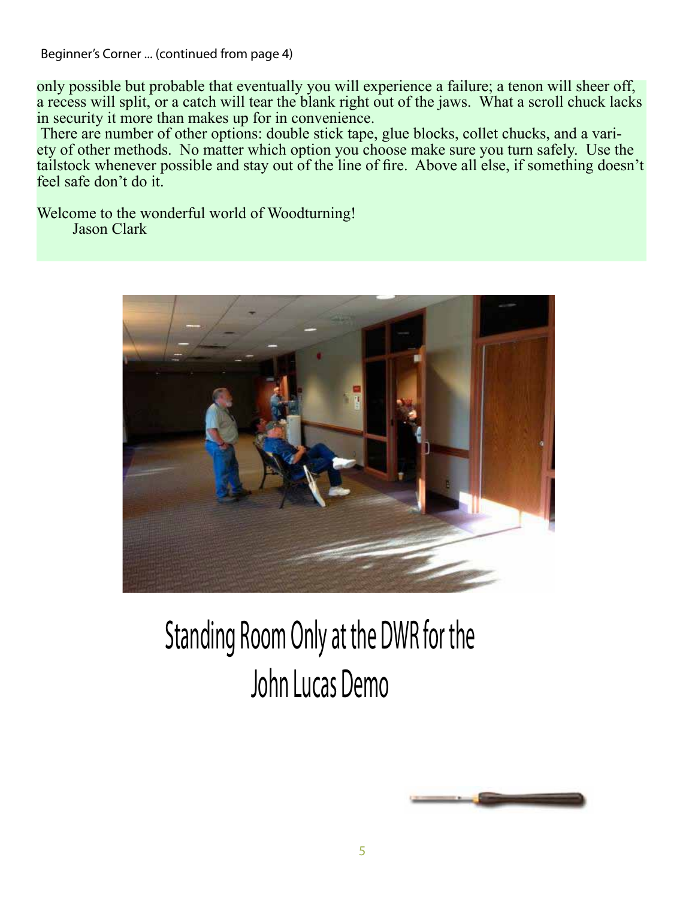Beginner's Corner ... (continued from page 4)

only possible but probable that eventually you will experience a failure; a tenon will sheer off, a recess will split, or a catch will tear the blank right out of the jaws. What a scroll chuck lacks in security it more than makes up for in convenience.

There are number of other options: double stick tape, glue blocks, collet chucks, and a variety of other methods. No matter which option you choose make sure you turn safely. Use the tailstock whenever possible and stay out of the line of fire. Above all else, if something doesn't feel safe don't do it.

Welcome to the wonderful world of Woodturning!
Jason Clark

## Standing Room Only at the DWR for the John Lucas Demo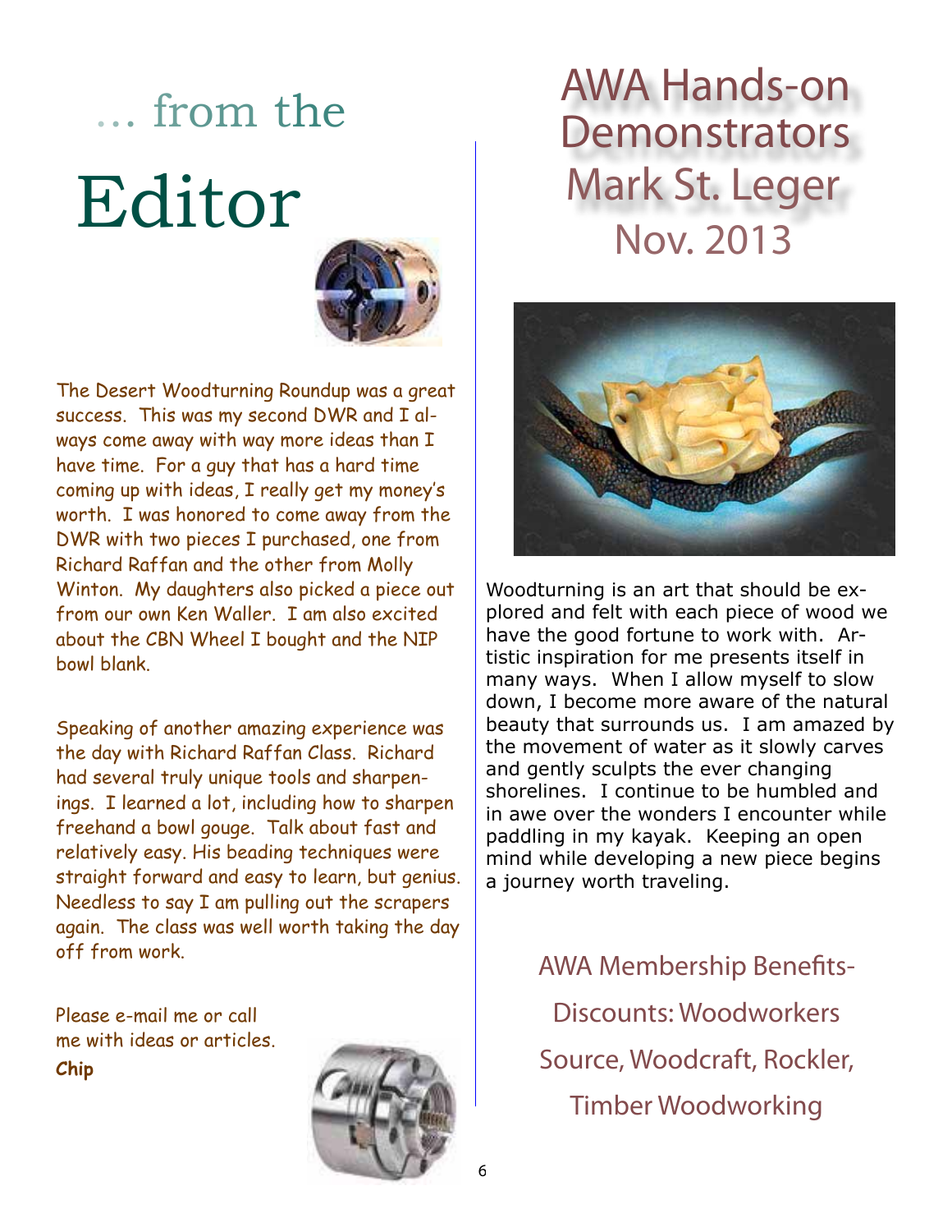# ... from the Editor

The Desert Woodturning Roundup was a great success. This was my second DWR and I always come away with way more ideas than I have time. For a guy that has a hard time coming up with ideas, I really get my money's worth. I was honored to come away from the DWR with two pieces I purchased, one from Richard Raffan and the other from Molly Winton. My daughters also picked a piece out from our own Ken Waller. I am also excited about the CBN Wheel I bought and the NIP bowl blank.

Speaking of another amazing experience was the day with Richard Raffan Class. Richard had several truly unique tools and sharpenings. I learned a lot, including how to sharpen freehand a bowl gouge. Talk about fast and relatively easy. His beading techniques were straight forward and easy to learn, but genius. Needless to say I am pulling out the scrapers again. The class was well worth taking the day off from work.

Please e-mail me or call me with ideas or articles.
**Chip**

# AWA Hands-on Demonstrators Mark St. Leger Nov. 2013

Woodturning is an art that should be explored and felt with each piece of wood we have the good fortune to work with. Artistic inspiration for me presents itself in many ways. When I allow myself to slow down, I become more aware of the natural beauty that surrounds us. I am amazed by the movement of water as it slowly carves and gently sculpts the ever changing shorelines. I continue to be humbled and in awe over the wonders I encounter while paddling in my kayak. Keeping an open mind while developing a new piece begins a journey worth traveling.

AWA Membership Benefits- Discounts: Woodworkers Source, Woodcraft, Rockler, Timber Woodworking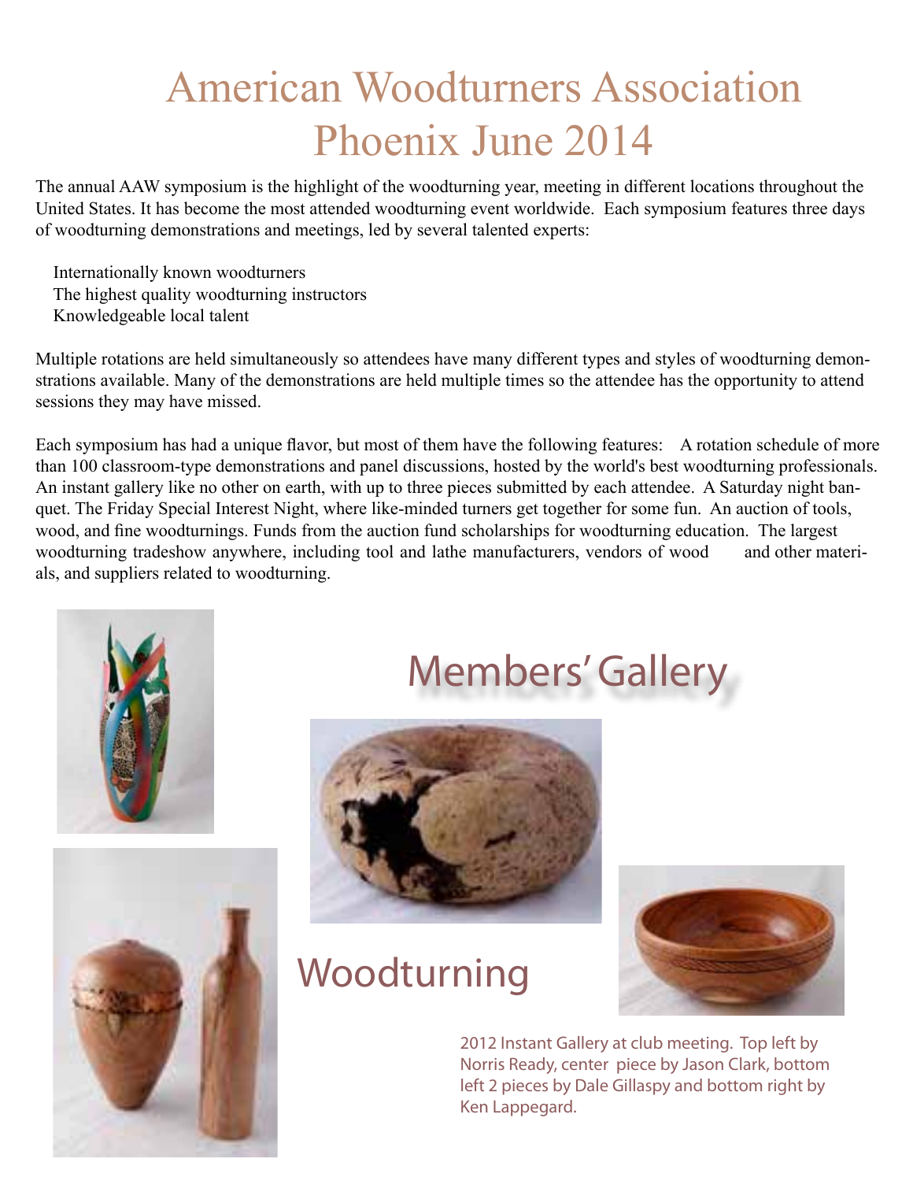# American Woodturners Association Phoenix June 2014

The annual AAW symposium is the highlight of the woodturning year, meeting in different locations throughout the United States. It has become the most attended woodturning event worldwide. Each symposium features three days of woodturning demonstrations and meetings, led by several talented experts:

- Internationally known woodturners
- The highest quality woodturning instructors
- Knowledgeable local talent

Multiple rotations are held simultaneously so attendees have many different types and styles of woodturning demonstrations available. Many of the demonstrations are held multiple times so the attendee has the opportunity to attend sessions they may have missed.

Each symposium has had a unique flavor, but most of them have the following features: A rotation schedule of more than 100 classroom-type demonstrations and panel discussions, hosted by the world's best woodturning professionals. An instant gallery like no other on earth, with up to three pieces submitted by each attendee. A Saturday night banquet. The Friday Special Interest Night, where like-minded turners get together for some fun. An auction of tools, wood, and fine woodturnings. Funds from the auction fund scholarships for woodturning education. The largest woodturning tradeshow anywhere, including tool and lathe manufacturers, vendors of wood and other materials, and suppliers related to woodturning.

## Members' Gallery

## Woodturning

2012 Instant Gallery at club meeting. Top left by Norris Ready, center piece by Jason Clark, bottom left 2 pieces by Dale Gillaspy and bottom right by Ken Lappegard.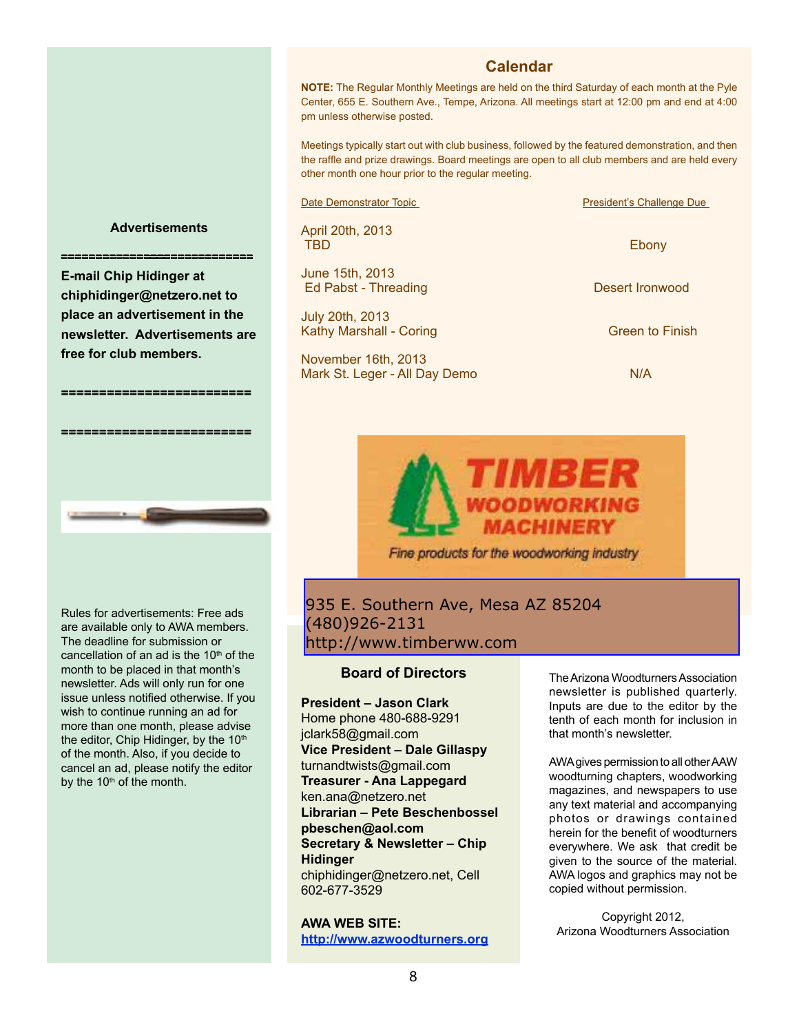## Calendar

**NOTE:** The Regular Monthly Meetings are held on the third Saturday of each month at the Pyle Center, 655 E. Southern Ave., Tempe, Arizona. All meetings start at 12:00 pm and end at 4:00 pm unless otherwise posted.

Meetings typically start out with club business, followed by the featured demonstration, and then the raffle and prize drawings. Board meetings are open to all club members and are held every other month one hour prior to the regular meeting.

| Date Demonstrator Topic | President's Challenge Due |
|---|---|
| April 20th, 2013<br>TBD | Ebony |
| June 15th, 2013<br>Ed Pabst - Threading | Desert Ironwood |
| July 20th, 2013<br>Kathy Marshall - Coring | Green to Finish |
| November 16th, 2013<br>Mark St. Leger - All Day Demo | N/A |

TIMBER WOODWORKING MACHINERY

Fine products for the woodworking industry

935 E. Southern Ave, Mesa AZ 85204
(480)926-2131
http://www.timberww.com

### Advertisements

==========================

**E-mail Chip Hidinger at chiphidinger@netzero.net to place an advertisement in the newsletter. Advertisements are free for club members.**

==========================

==========================

Rules for advertisements: Free ads are available only to AWA members. The deadline for submission or cancellation of an ad is the 10th of the month to be placed in that month's newsletter. Ads will only run for one issue unless notified otherwise. If you wish to continue running an ad for more than one month, please advise the editor, Chip Hidinger, by the 10th of the month. Also, if you decide to cancel an ad, please notify the editor by the 10th of the month.

### Board of Directors

**President – Jason Clark**
Home phone 480-688-9291
jclark58@gmail.com
**Vice President – Dale Gillaspy**
turnandtwists@gmail.com
**Treasurer - Ana Lappegard**
ken.ana@netzero.net
**Librarian – Pete Beschenbossel**
**pbeschen@aol.com**
**Secretary & Newsletter – Chip Hidinger**
chiphidinger@netzero.net, Cell 602-677-3529

**AWA WEB SITE:**
**http://www.azwoodturners.org**

The Arizona Woodturners Association newsletter is published quarterly. Inputs are due to the editor by the tenth of each month for inclusion in that month's newsletter.

AWA gives permission to all other AAW woodturning chapters, woodworking magazines, and newspapers to use any text material and accompanying photos or drawings contained herein for the benefit of woodturners everywhere. We ask that credit be given to the source of the material. AWA logos and graphics may not be copied without permission.

Copyright 2012,
Arizona Woodturners Association